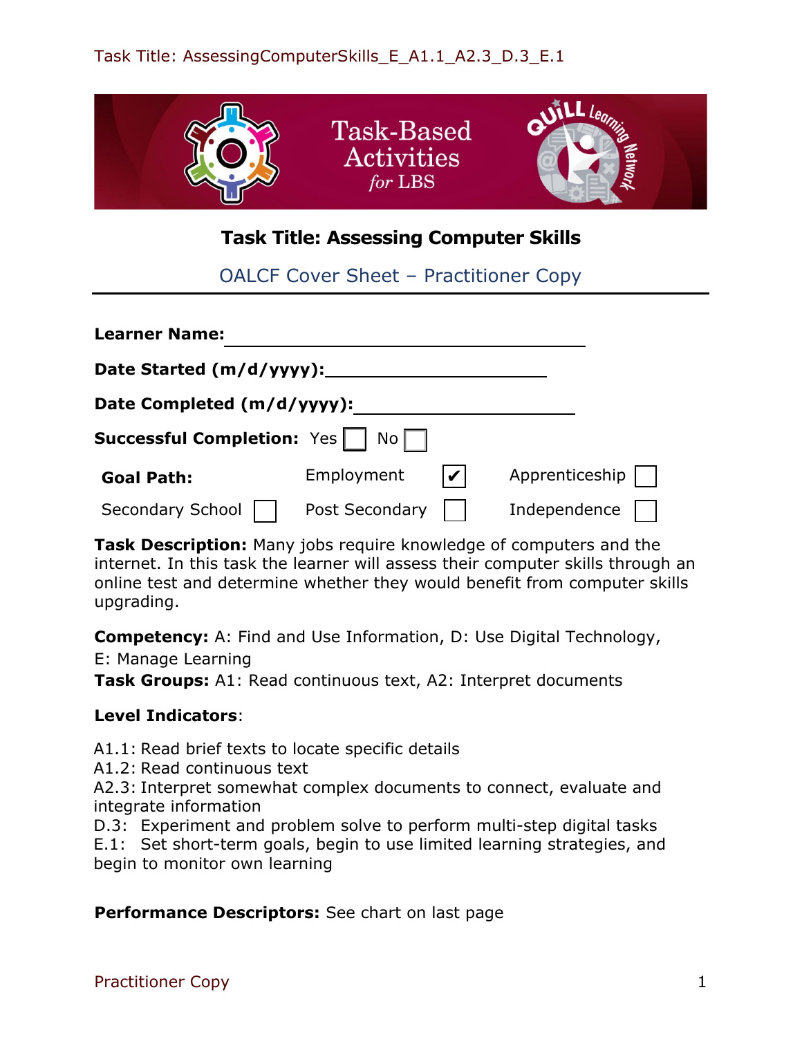Task Title: AssessingComputerSkills_E_A1.1_A2.3_D.3_E.1

Task-Based Activities *for* LBS

# Task Title: Assessing Computer Skills

## OALCF Cover Sheet – Practitioner Copy

**Learner Name:** ______________________________

**Date Started (m/d/yyyy):** ______________________

**Date Completed (m/d/yyyy):** ____________________

**Successful Completion:** Yes ☐ No ☐

| **Goal Path:** | Employment ☑ | Apprenticeship ☐ |
|---|---|---|
| Secondary School ☐ | Post Secondary ☐ | Independence ☐ |

**Task Description:** Many jobs require knowledge of computers and the internet. In this task the learner will assess their computer skills through an online test and determine whether they would benefit from computer skills upgrading.

**Competency:** A: Find and Use Information, D: Use Digital Technology, E: Manage Learning
**Task Groups:** A1: Read continuous text, A2: Interpret documents

**Level Indicators**:

A1.1: Read brief texts to locate specific details
A1.2: Read continuous text
A2.3: Interpret somewhat complex documents to connect, evaluate and integrate information
D.3: Experiment and problem solve to perform multi-step digital tasks
E.1: Set short-term goals, begin to use limited learning strategies, and begin to monitor own learning

**Performance Descriptors:** See chart on last page

Practitioner Copy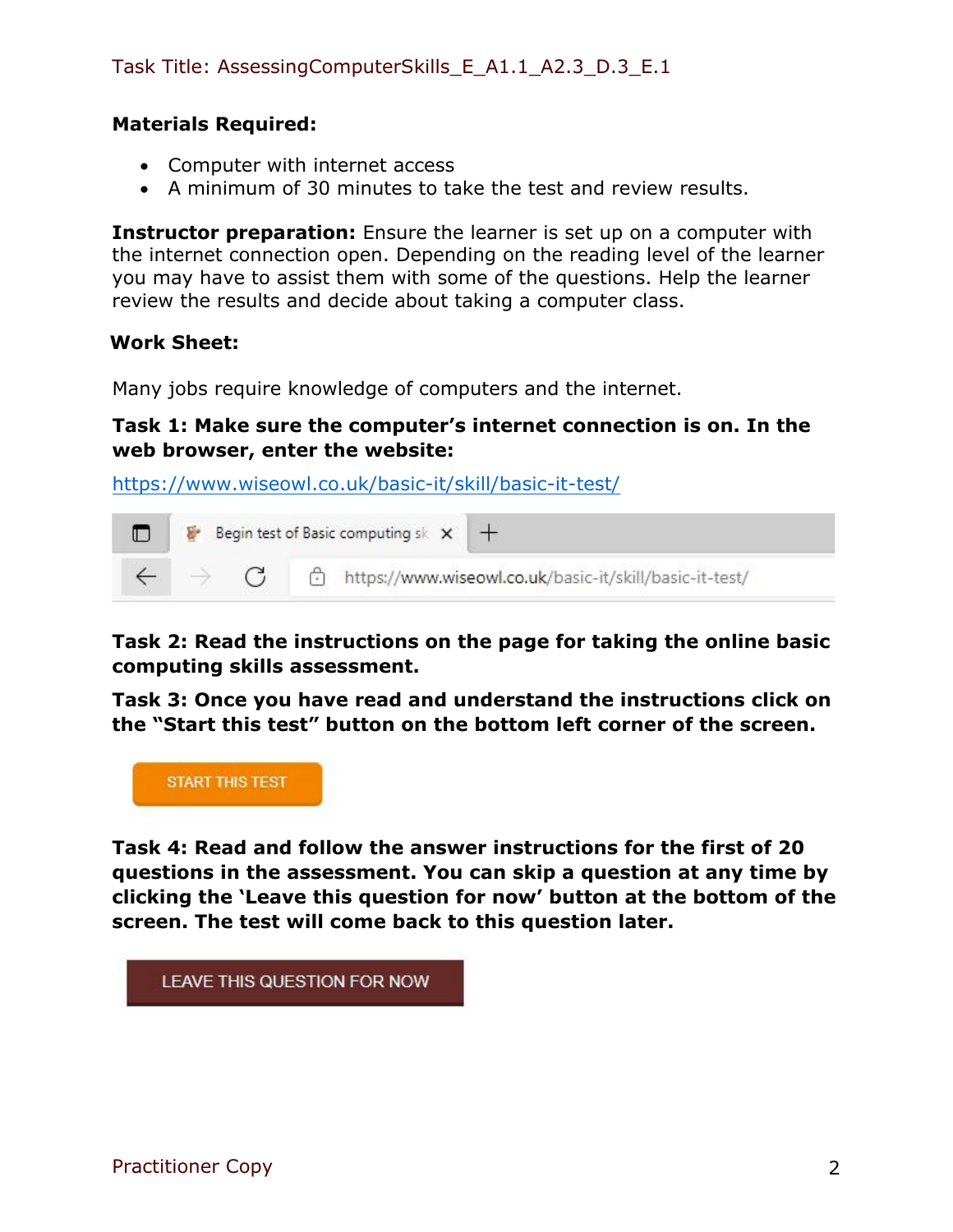Task Title: AssessingComputerSkills_E_A1.1_A2.3_D.3_E.1

**Materials Required:**

- Computer with internet access
- A minimum of 30 minutes to take the test and review results.

**Instructor preparation:** Ensure the learner is set up on a computer with the internet connection open. Depending on the reading level of the learner you may have to assist them with some of the questions. Help the learner review the results and decide about taking a computer class.

**Work Sheet:**

Many jobs require knowledge of computers and the internet.

**Task 1: Make sure the computer's internet connection is on. In the web browser, enter the website:**

https://www.wiseowl.co.uk/basic-it/skill/basic-it-test/

**Task 2: Read the instructions on the page for taking the online basic computing skills assessment.**

**Task 3: Once you have read and understand the instructions click on the "Start this test" button on the bottom left corner of the screen.**

START THIS TEST

**Task 4: Read and follow the answer instructions for the first of 20 questions in the assessment. You can skip a question at any time by clicking the 'Leave this question for now' button at the bottom of the screen. The test will come back to this question later.**

LEAVE THIS QUESTION FOR NOW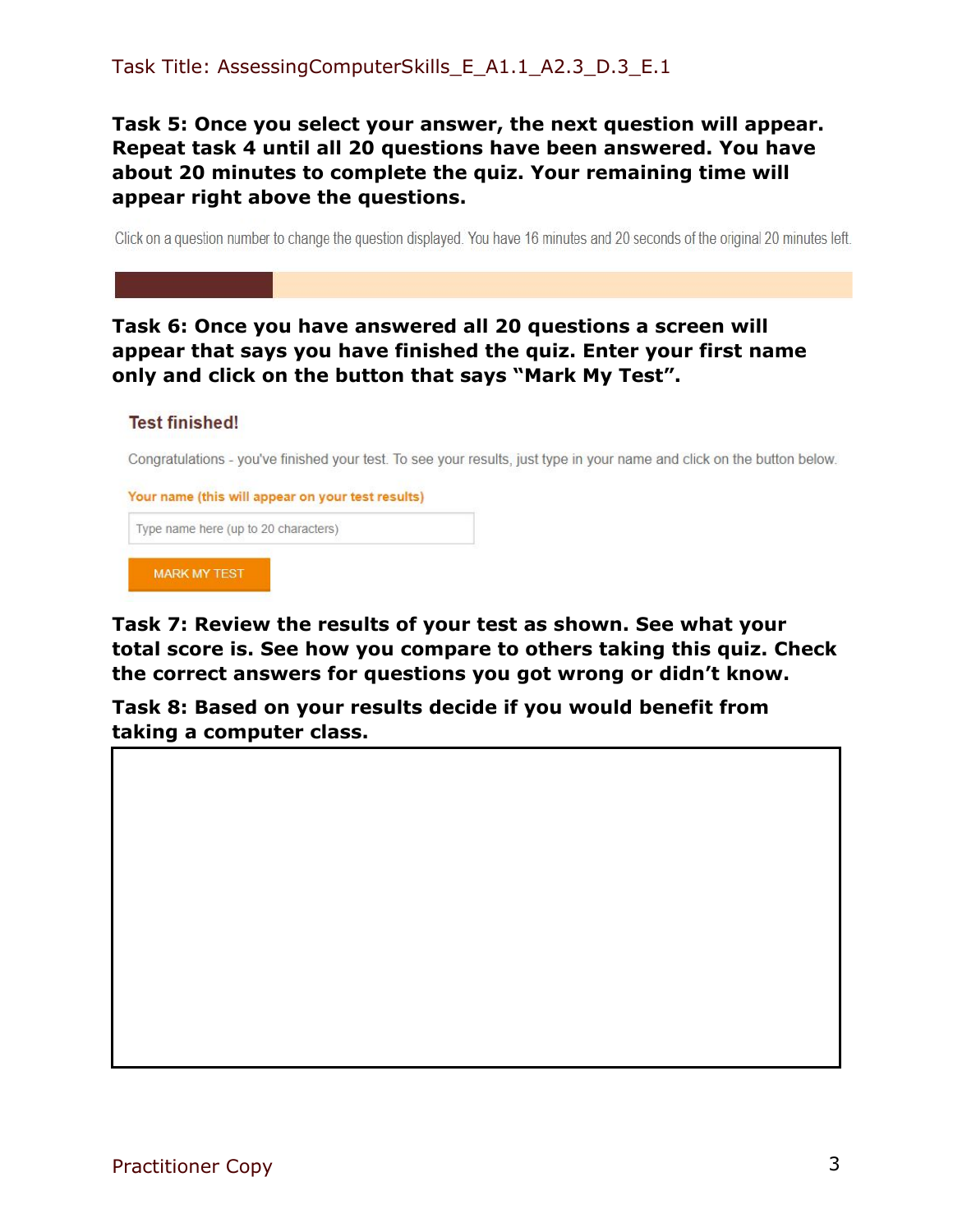Task Title: AssessingComputerSkills_E_A1.1_A2.3_D.3_E.1

**Task 5: Once you select your answer, the next question will appear. Repeat task 4 until all 20 questions have been answered. You have about 20 minutes to complete the quiz. Your remaining time will appear right above the questions.**

Click on a question number to change the question displayed. You have 16 minutes and 20 seconds of the original 20 minutes left.

**Task 6: Once you have answered all 20 questions a screen will appear that says you have finished the quiz. Enter your first name only and click on the button that says "Mark My Test".**

**Test finished!**

Congratulations - you've finished your test. To see your results, just type in your name and click on the button below.

Your name (this will appear on your test results)

Type name here (up to 20 characters)

MARK MY TEST

**Task 7: Review the results of your test as shown. See what your total score is. See how you compare to others taking this quiz. Check the correct answers for questions you got wrong or didn't know.**

**Task 8: Based on your results decide if you would benefit from taking a computer class.**

Practitioner Copy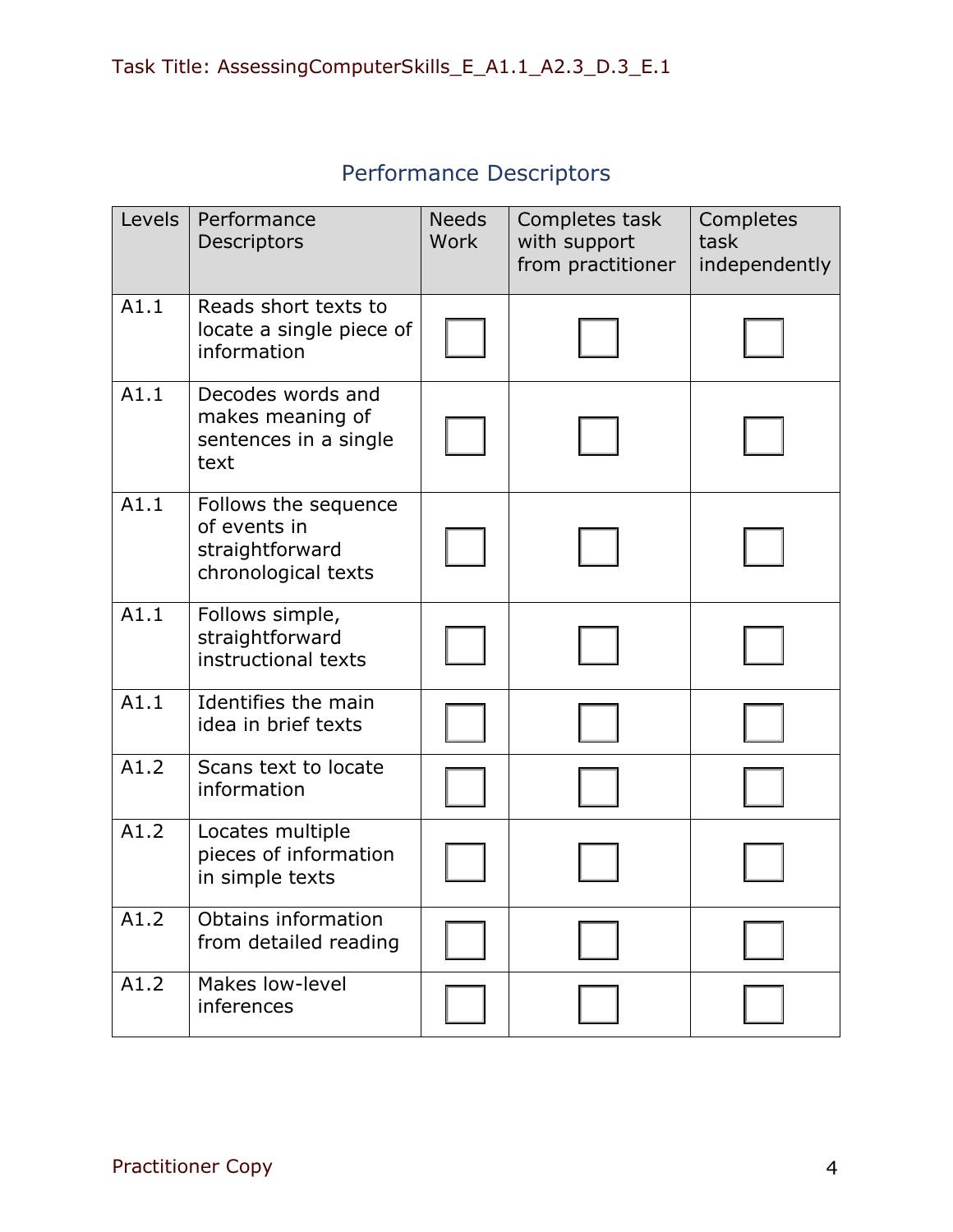Task Title: AssessingComputerSkills_E_A1.1_A2.3_D.3_E.1

## Performance Descriptors

| Levels | Performance Descriptors | Needs Work | Completes task with support from practitioner | Completes task independently |
|---|---|---|---|---|
| A1.1 | Reads short texts to locate a single piece of information | ☐ | ☐ | ☐ |
| A1.1 | Decodes words and makes meaning of sentences in a single text | ☐ | ☐ | ☐ |
| A1.1 | Follows the sequence of events in straightforward chronological texts | ☐ | ☐ | ☐ |
| A1.1 | Follows simple, straightforward instructional texts | ☐ | ☐ | ☐ |
| A1.1 | Identifies the main idea in brief texts | ☐ | ☐ | ☐ |
| A1.2 | Scans text to locate information | ☐ | ☐ | ☐ |
| A1.2 | Locates multiple pieces of information in simple texts | ☐ | ☐ | ☐ |
| A1.2 | Obtains information from detailed reading | ☐ | ☐ | ☐ |
| A1.2 | Makes low-level inferences | ☐ | ☐ | ☐ |

Practitioner Copy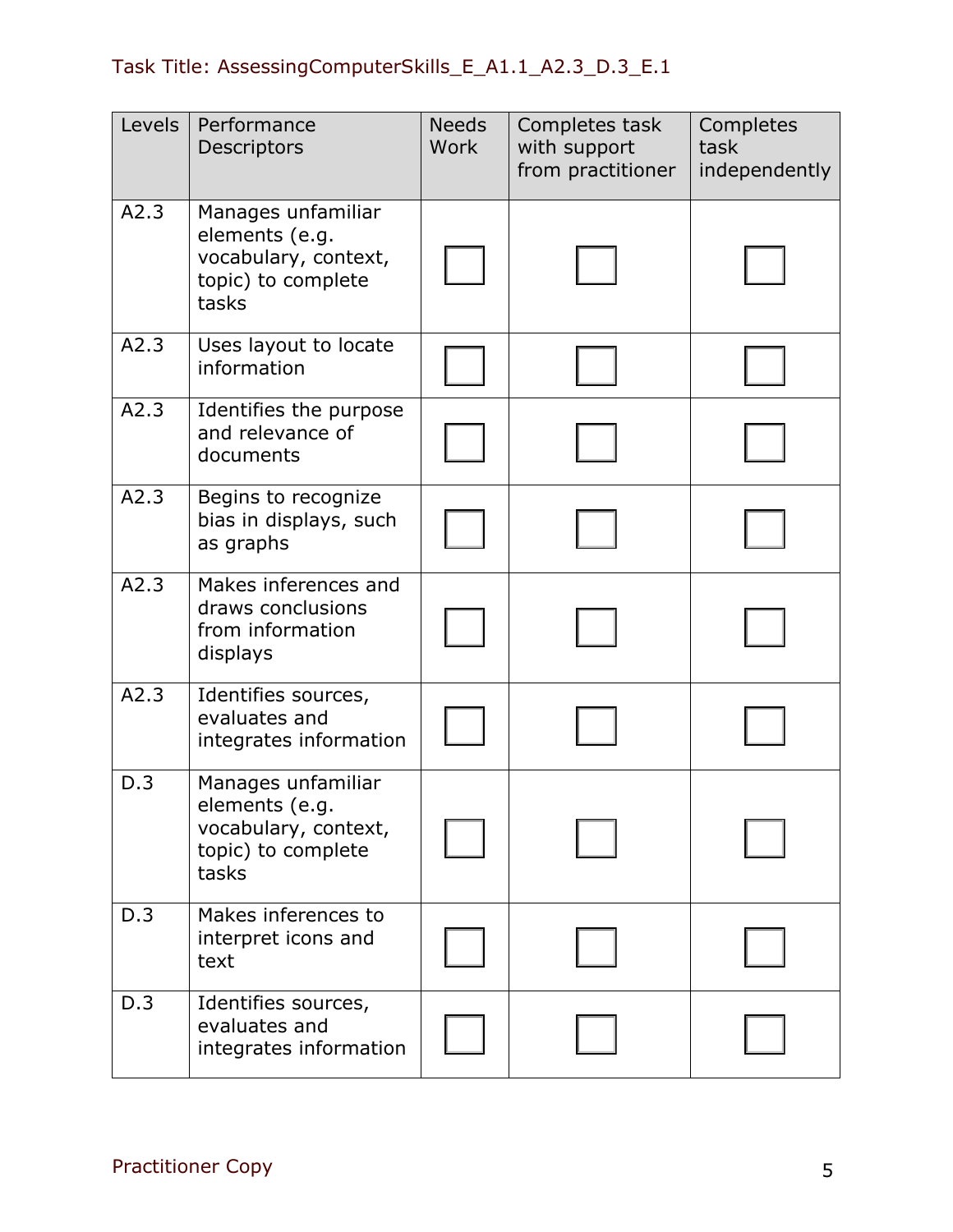Task Title: AssessingComputerSkills_E_A1.1_A2.3_D.3_E.1

| Levels | Performance Descriptors | Needs Work | Completes task with support from practitioner | Completes task independently |
|---|---|---|---|---|
| A2.3 | Manages unfamiliar elements (e.g. vocabulary, context, topic) to complete tasks | ☐ | ☐ | ☐ |
| A2.3 | Uses layout to locate information | ☐ | ☐ | ☐ |
| A2.3 | Identifies the purpose and relevance of documents | ☐ | ☐ | ☐ |
| A2.3 | Begins to recognize bias in displays, such as graphs | ☐ | ☐ | ☐ |
| A2.3 | Makes inferences and draws conclusions from information displays | ☐ | ☐ | ☐ |
| A2.3 | Identifies sources, evaluates and integrates information | ☐ | ☐ | ☐ |
| D.3 | Manages unfamiliar elements (e.g. vocabulary, context, topic) to complete tasks | ☐ | ☐ | ☐ |
| D.3 | Makes inferences to interpret icons and text | ☐ | ☐ | ☐ |
| D.3 | Identifies sources, evaluates and integrates information | ☐ | ☐ | ☐ |

Practitioner Copy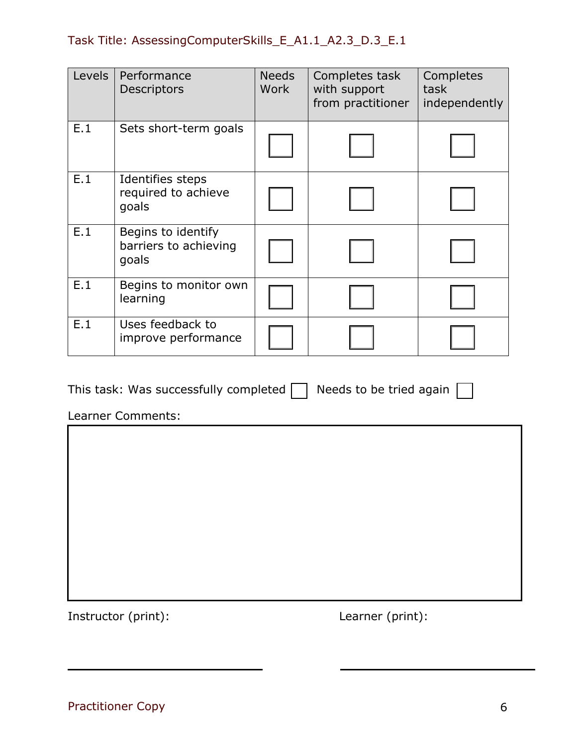Task Title: AssessingComputerSkills_E_A1.1_A2.3_D.3_E.1

| Levels | Performance Descriptors | Needs Work | Completes task with support from practitioner | Completes task independently |
|---|---|---|---|---|
| E.1 | Sets short-term goals | ☐ | ☐ | ☐ |
| E.1 | Identifies steps required to achieve goals | ☐ | ☐ | ☐ |
| E.1 | Begins to identify barriers to achieving goals | ☐ | ☐ | ☐ |
| E.1 | Begins to monitor own learning | ☐ | ☐ | ☐ |
| E.1 | Uses feedback to improve performance | ☐ | ☐ | ☐ |

This task: Was successfully completed ☐ Needs to be tried again ☐

Learner Comments:

Instructor (print): ______________________

Learner (print): ______________________

Practitioner Copy